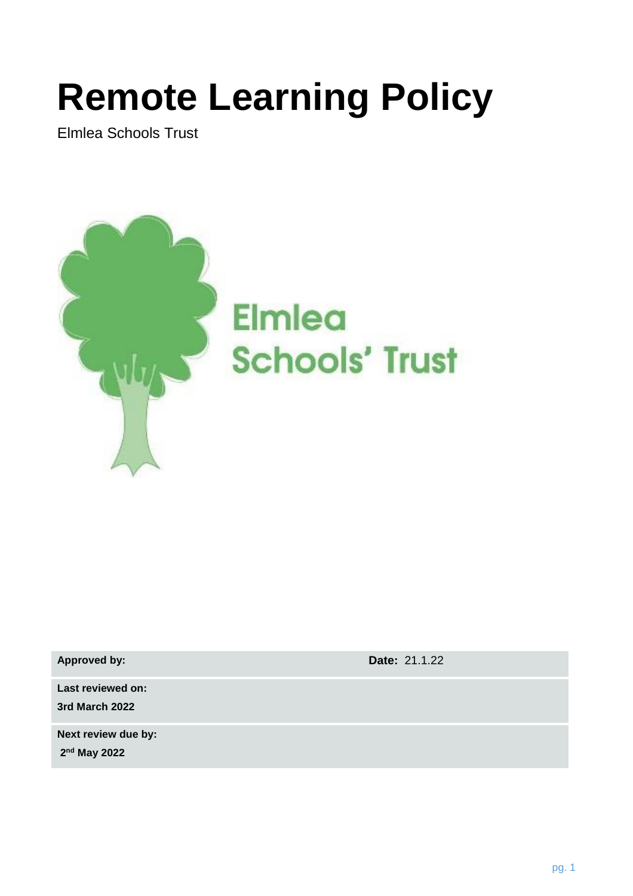# Remote Learning Policy

Elmlea Schools Trust

Elmlea Schools' Trust

| **Approved by:** | **Date:** 21.1.22 |
|---|---|
| **Last reviewed on:** **3rd March 2022** | |
| **Next review due by:** **2nd May 2022** | |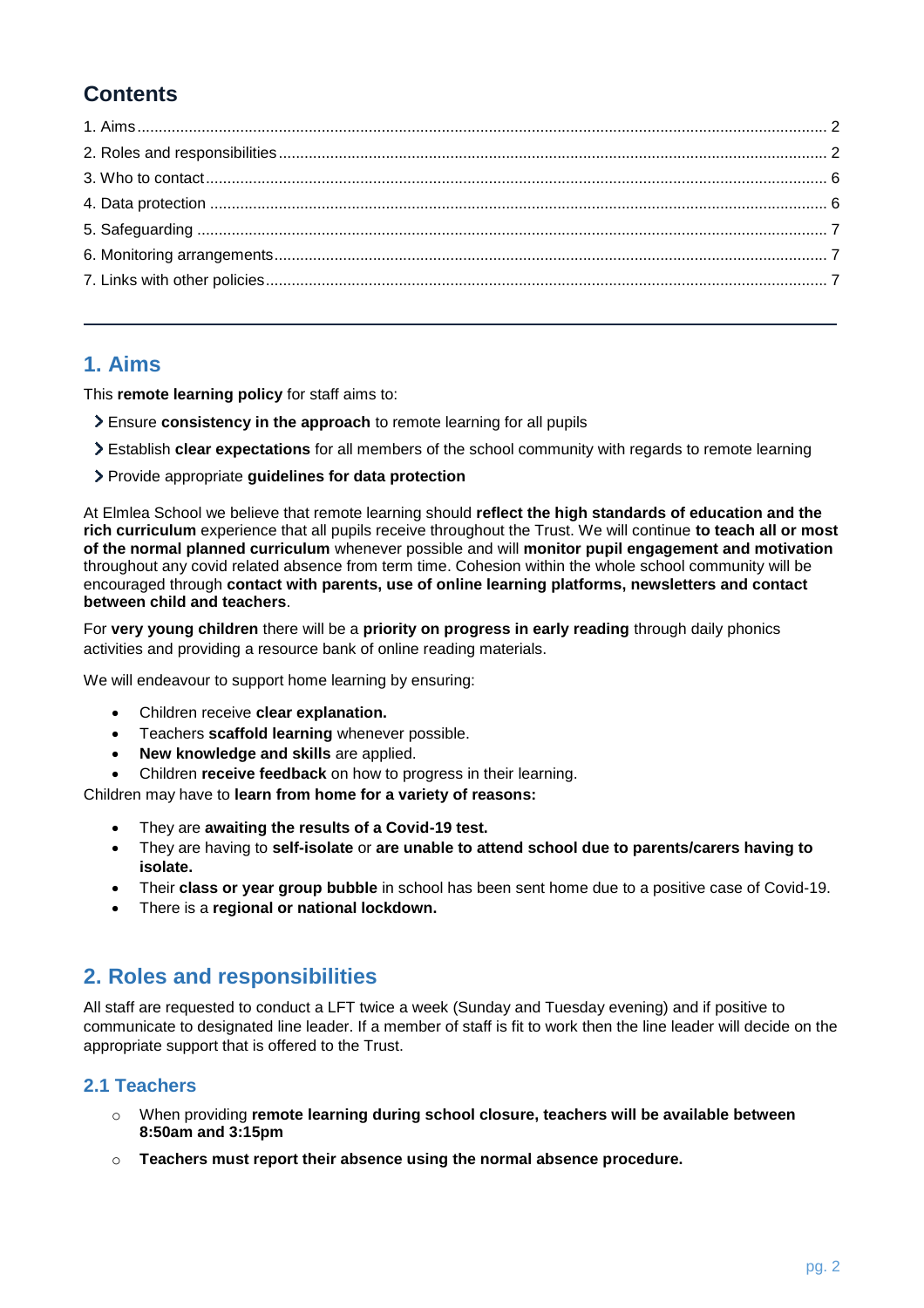## Contents

1. Aims ..... 2
2. Roles and responsibilities ..... 2
3. Who to contact ..... 6
4. Data protection ..... 6
5. Safeguarding ..... 7
6. Monitoring arrangements ..... 7
7. Links with other policies ..... 7

---

## 1. Aims

This **remote learning policy** for staff aims to:

- Ensure **consistency in the approach** to remote learning for all pupils
- Establish **clear expectations** for all members of the school community with regards to remote learning
- Provide appropriate **guidelines for data protection**

At Elmlea School we believe that remote learning should **reflect the high standards of education and the rich curriculum** experience that all pupils receive throughout the Trust. We will continue **to teach all or most of the normal planned curriculum** whenever possible and will **monitor pupil engagement and motivation** throughout any covid related absence from term time. Cohesion within the whole school community will be encouraged through **contact with parents, use of online learning platforms, newsletters and contact between child and teachers**.

For **very young children** there will be a **priority on progress in early reading** through daily phonics activities and providing a resource bank of online reading materials.

We will endeavour to support home learning by ensuring:

- Children receive **clear explanation.**
- Teachers **scaffold learning** whenever possible.
- **New knowledge and skills** are applied.
- Children **receive feedback** on how to progress in their learning.

Children may have to **learn from home for a variety of reasons:**

- They are **awaiting the results of a Covid-19 test.**
- They are having to **self-isolate** or **are unable to attend school due to parents/carers having to isolate.**
- Their **class or year group bubble** in school has been sent home due to a positive case of Covid-19.
- There is a **regional or national lockdown.**

## 2. Roles and responsibilities

All staff are requested to conduct a LFT twice a week (Sunday and Tuesday evening) and if positive to communicate to designated line leader. If a member of staff is fit to work then the line leader will decide on the appropriate support that is offered to the Trust.

### 2.1 Teachers

- When providing **remote learning during school closure, teachers will be available between 8:50am and 3:15pm**
- **Teachers must report their absence using the normal absence procedure.**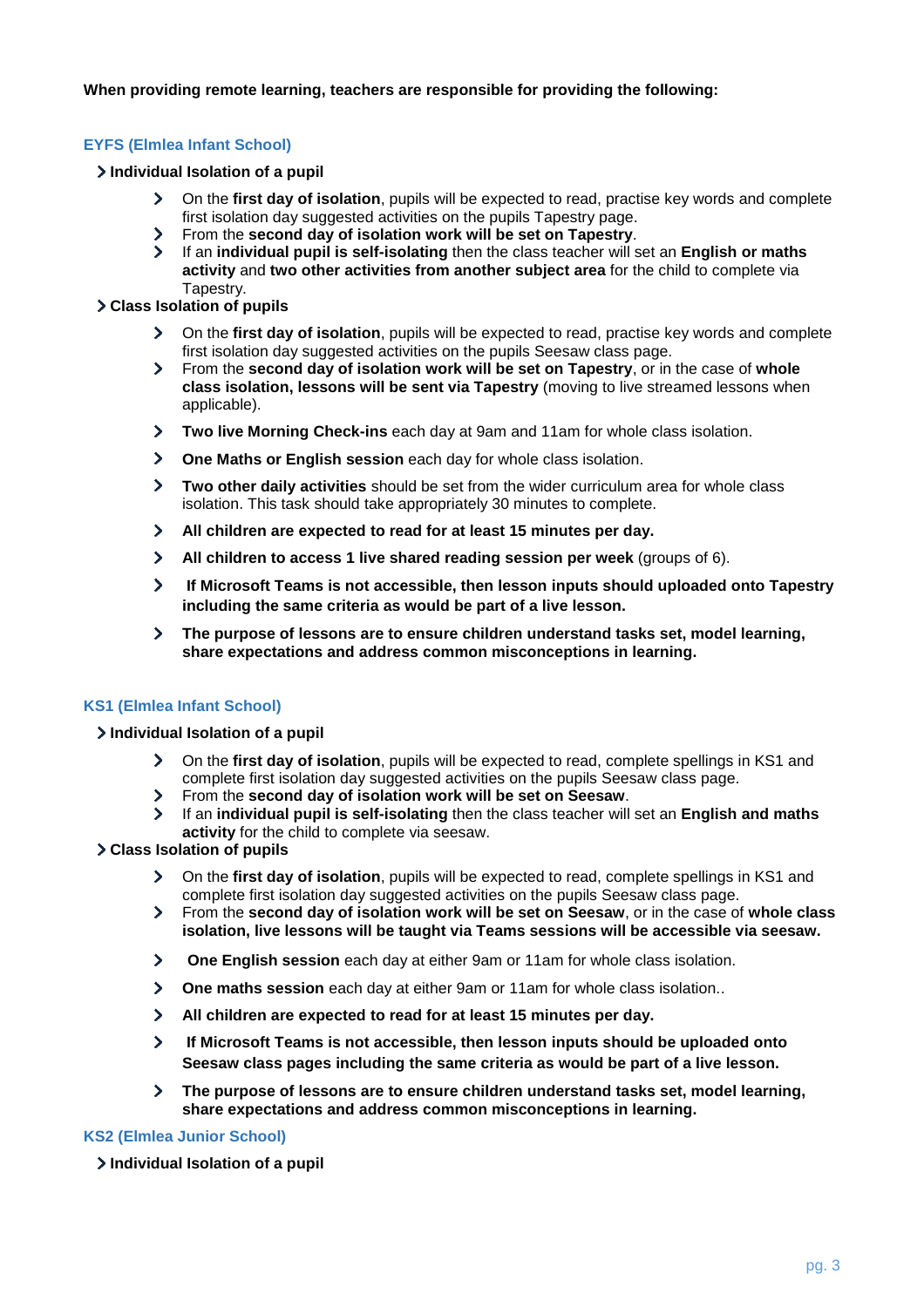**When providing remote learning, teachers are responsible for providing the following:**

### EYFS (Elmlea Infant School)

- **Individual Isolation of a pupil**
  - On the **first day of isolation**, pupils will be expected to read, practise key words and complete first isolation day suggested activities on the pupils Tapestry page.
  - From the **second day of isolation work will be set on Tapestry**.
  - If an **individual pupil is self-isolating** then the class teacher will set an **English or maths activity** and **two other activities from another subject area** for the child to complete via Tapestry.
- **Class Isolation of pupils**
  - On the **first day of isolation**, pupils will be expected to read, practise key words and complete first isolation day suggested activities on the pupils Seesaw class page.
  - From the **second day of isolation work will be set on Tapestry**, or in the case of **whole class isolation, lessons will be sent via Tapestry** (moving to live streamed lessons when applicable).
  - **Two live Morning Check-ins** each day at 9am and 11am for whole class isolation.
  - **One Maths or English session** each day for whole class isolation.
  - **Two other daily activities** should be set from the wider curriculum area for whole class isolation. This task should take appropriately 30 minutes to complete.
  - **All children are expected to read for at least 15 minutes per day.**
  - **All children to access 1 live shared reading session per week** (groups of 6).
  - **If Microsoft Teams is not accessible, then lesson inputs should uploaded onto Tapestry including the same criteria as would be part of a live lesson.**
  - **The purpose of lessons are to ensure children understand tasks set, model learning, share expectations and address common misconceptions in learning.**

### KS1 (Elmlea Infant School)

- **Individual Isolation of a pupil**
  - On the **first day of isolation**, pupils will be expected to read, complete spellings in KS1 and complete first isolation day suggested activities on the pupils Seesaw class page.
  - From the **second day of isolation work will be set on Seesaw**.
  - If an **individual pupil is self-isolating** then the class teacher will set an **English and maths activity** for the child to complete via seesaw.
- **Class Isolation of pupils**
  - On the **first day of isolation**, pupils will be expected to read, complete spellings in KS1 and complete first isolation day suggested activities on the pupils Seesaw class page.
  - From the **second day of isolation work will be set on Seesaw**, or in the case of **whole class isolation, live lessons will be taught via Teams sessions will be accessible via seesaw.**
  - **One English session** each day at either 9am or 11am for whole class isolation.
  - **One maths session** each day at either 9am or 11am for whole class isolation..
  - **All children are expected to read for at least 15 minutes per day.**
  - **If Microsoft Teams is not accessible, then lesson inputs should be uploaded onto Seesaw class pages including the same criteria as would be part of a live lesson.**
  - **The purpose of lessons are to ensure children understand tasks set, model learning, share expectations and address common misconceptions in learning.**

### KS2 (Elmlea Junior School)

- **Individual Isolation of a pupil**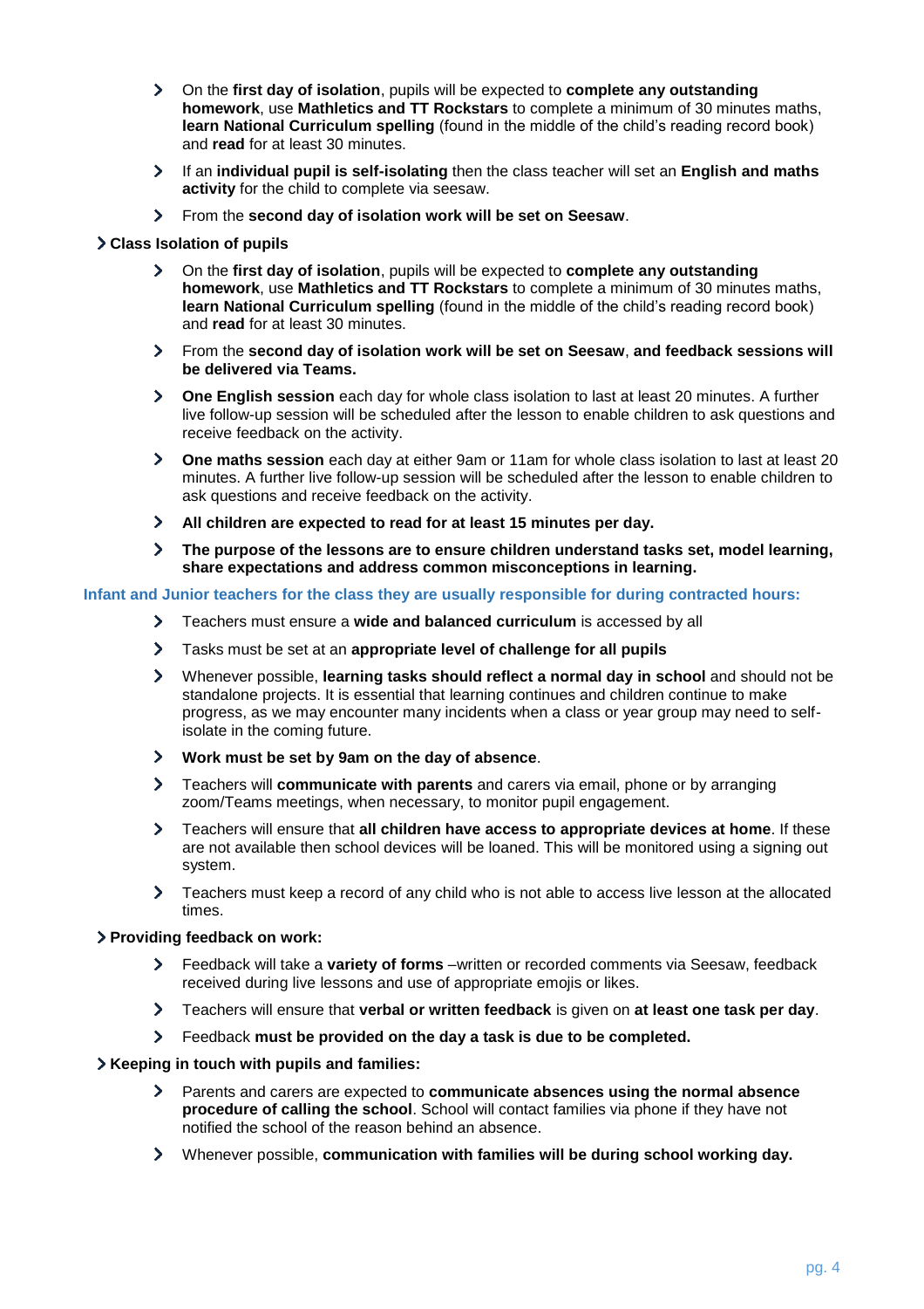- On the **first day of isolation**, pupils will be expected to **complete any outstanding homework**, use **Mathletics and TT Rockstars** to complete a minimum of 30 minutes maths, **learn National Curriculum spelling** (found in the middle of the child's reading record book) and **read** for at least 30 minutes.
- If an **individual pupil is self-isolating** then the class teacher will set an **English and maths activity** for the child to complete via seesaw.
- From the **second day of isolation work will be set on Seesaw**.

**Class Isolation of pupils**

- On the **first day of isolation**, pupils will be expected to **complete any outstanding homework**, use **Mathletics and TT Rockstars** to complete a minimum of 30 minutes maths, **learn National Curriculum spelling** (found in the middle of the child's reading record book) and **read** for at least 30 minutes.
- From the **second day of isolation work will be set on Seesaw**, **and feedback sessions will be delivered via Teams.**
- **One English session** each day for whole class isolation to last at least 20 minutes. A further live follow-up session will be scheduled after the lesson to enable children to ask questions and receive feedback on the activity.
- **One maths session** each day at either 9am or 11am for whole class isolation to last at least 20 minutes. A further live follow-up session will be scheduled after the lesson to enable children to ask questions and receive feedback on the activity.
- **All children are expected to read for at least 15 minutes per day.**
- **The purpose of the lessons are to ensure children understand tasks set, model learning, share expectations and address common misconceptions in learning.**

### Infant and Junior teachers for the class they are usually responsible for during contracted hours:

- Teachers must ensure a **wide and balanced curriculum** is accessed by all
- Tasks must be set at an **appropriate level of challenge for all pupils**
- Whenever possible, **learning tasks should reflect a normal day in school** and should not be standalone projects. It is essential that learning continues and children continue to make progress, as we may encounter many incidents when a class or year group may need to self-isolate in the coming future.
- **Work must be set by 9am on the day of absence**.
- Teachers will **communicate with parents** and carers via email, phone or by arranging zoom/Teams meetings, when necessary, to monitor pupil engagement.
- Teachers will ensure that **all children have access to appropriate devices at home**. If these are not available then school devices will be loaned. This will be monitored using a signing out system.
- Teachers must keep a record of any child who is not able to access live lesson at the allocated times.

**Providing feedback on work:**

- Feedback will take a **variety of forms** –written or recorded comments via Seesaw, feedback received during live lessons and use of appropriate emojis or likes.
- Teachers will ensure that **verbal or written feedback** is given on **at least one task per day**.
- Feedback **must be provided on the day a task is due to be completed.**

**Keeping in touch with pupils and families:**

- Parents and carers are expected to **communicate absences using the normal absence procedure of calling the school**. School will contact families via phone if they have not notified the school of the reason behind an absence.
- Whenever possible, **communication with families will be during school working day.**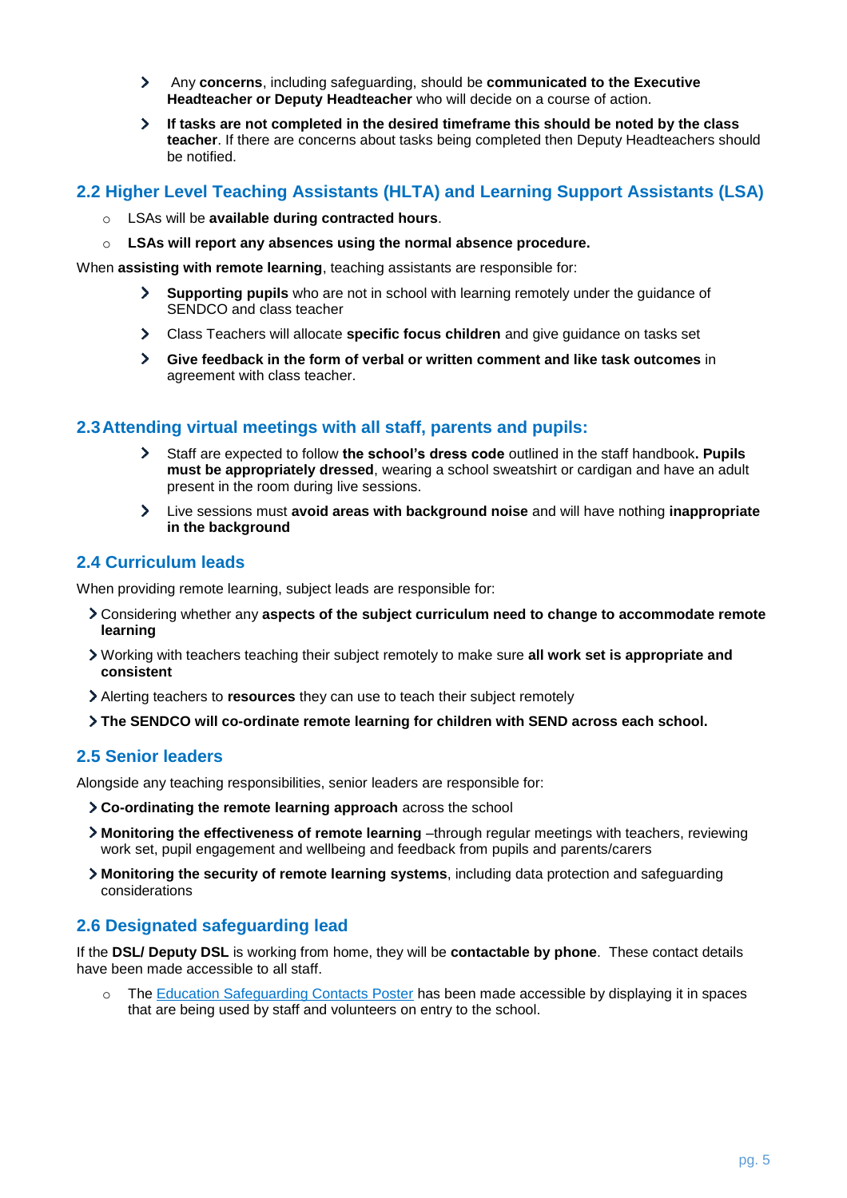- Any **concerns**, including safeguarding, should be **communicated to the Executive Headteacher or Deputy Headteacher** who will decide on a course of action.
- **If tasks are not completed in the desired timeframe this should be noted by the class teacher**. If there are concerns about tasks being completed then Deputy Headteachers should be notified.

## 2.2 Higher Level Teaching Assistants (HLTA) and Learning Support Assistants (LSA)

- LSAs will be **available during contracted hours**.
- **LSAs will report any absences using the normal absence procedure.**

When **assisting with remote learning**, teaching assistants are responsible for:

- **Supporting pupils** who are not in school with learning remotely under the guidance of SENDCO and class teacher
- Class Teachers will allocate **specific focus children** and give guidance on tasks set
- **Give feedback in the form of verbal or written comment and like task outcomes** in agreement with class teacher.

## 2.3 Attending virtual meetings with all staff, parents and pupils:

- Staff are expected to follow **the school's dress code** outlined in the staff handbook**. Pupils must be appropriately dressed**, wearing a school sweatshirt or cardigan and have an adult present in the room during live sessions.
- Live sessions must **avoid areas with background noise** and will have nothing **inappropriate in the background**

## 2.4 Curriculum leads

When providing remote learning, subject leads are responsible for:

- Considering whether any **aspects of the subject curriculum need to change to accommodate remote learning**
- Working with teachers teaching their subject remotely to make sure **all work set is appropriate and consistent**
- Alerting teachers to **resources** they can use to teach their subject remotely
- **The SENDCO will co-ordinate remote learning for children with SEND across each school.**

## 2.5 Senior leaders

Alongside any teaching responsibilities, senior leaders are responsible for:

- **Co-ordinating the remote learning approach** across the school
- **Monitoring the effectiveness of remote learning** –through regular meetings with teachers, reviewing work set, pupil engagement and wellbeing and feedback from pupils and parents/carers
- **Monitoring the security of remote learning systems**, including data protection and safeguarding considerations

## 2.6 Designated safeguarding lead

If the **DSL/ Deputy DSL** is working from home, they will be **contactable by phone**. These contact details have been made accessible to all staff.

- The Education Safeguarding Contacts Poster has been made accessible by displaying it in spaces that are being used by staff and volunteers on entry to the school.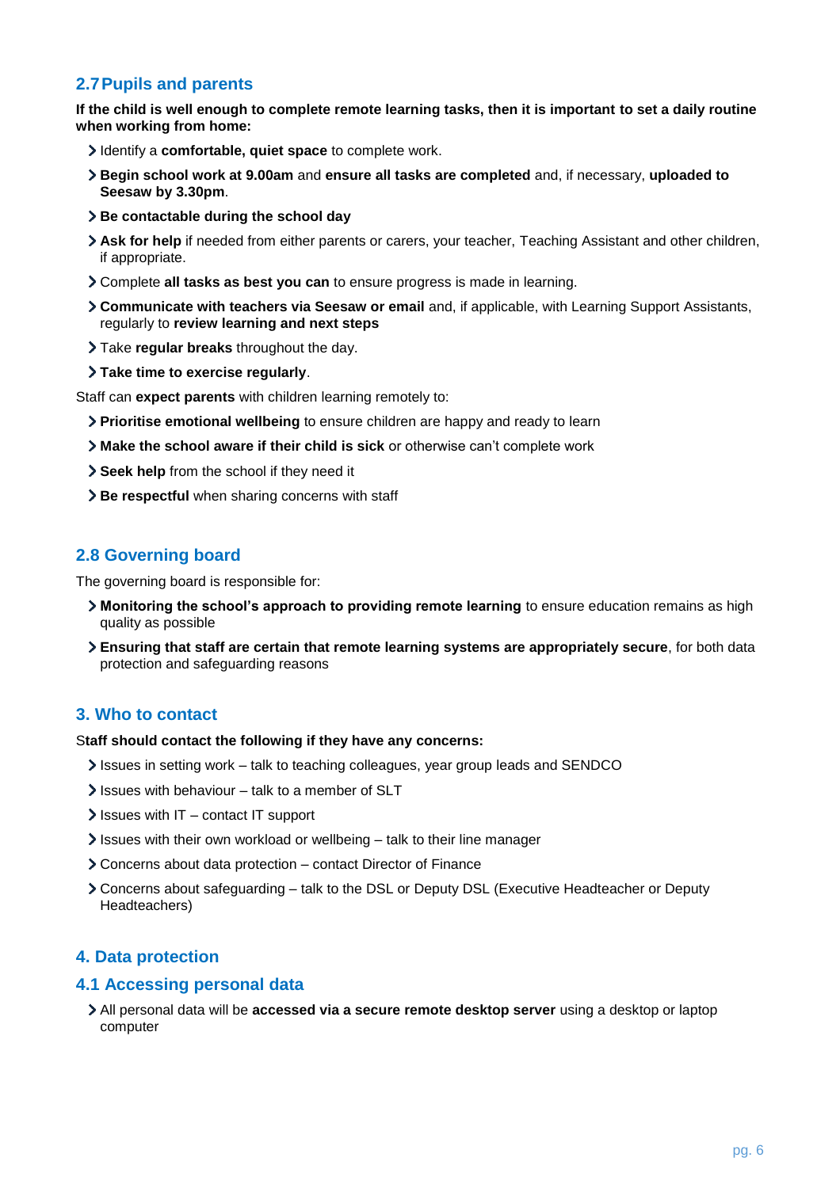## 2.7 Pupils and parents

**If the child is well enough to complete remote learning tasks, then it is important to set a daily routine when working from home:**

- Identify a **comfortable, quiet space** to complete work.
- **Begin school work at 9.00am** and **ensure all tasks are completed** and, if necessary, **uploaded to Seesaw by 3.30pm**.
- **Be contactable during the school day**
- **Ask for help** if needed from either parents or carers, your teacher, Teaching Assistant and other children, if appropriate.
- Complete **all tasks as best you can** to ensure progress is made in learning.
- **Communicate with teachers via Seesaw or email** and, if applicable, with Learning Support Assistants, regularly to **review learning and next steps**
- Take **regular breaks** throughout the day.
- **Take time to exercise regularly**.

Staff can **expect parents** with children learning remotely to:

- **Prioritise emotional wellbeing** to ensure children are happy and ready to learn
- **Make the school aware if their child is sick** or otherwise can't complete work
- **Seek help** from the school if they need it
- **Be respectful** when sharing concerns with staff

## 2.8 Governing board

The governing board is responsible for:

- **Monitoring the school's approach to providing remote learning** to ensure education remains as high quality as possible
- **Ensuring that staff are certain that remote learning systems are appropriately secure**, for both data protection and safeguarding reasons

# 3. Who to contact

**Staff should contact the following if they have any concerns:**

- Issues in setting work – talk to teaching colleagues, year group leads and SENDCO
- Issues with behaviour – talk to a member of SLT
- Issues with IT – contact IT support
- Issues with their own workload or wellbeing – talk to their line manager
- Concerns about data protection – contact Director of Finance
- Concerns about safeguarding – talk to the DSL or Deputy DSL (Executive Headteacher or Deputy Headteachers)

# 4. Data protection

## 4.1 Accessing personal data

- All personal data will be **accessed via a secure remote desktop server** using a desktop or laptop computer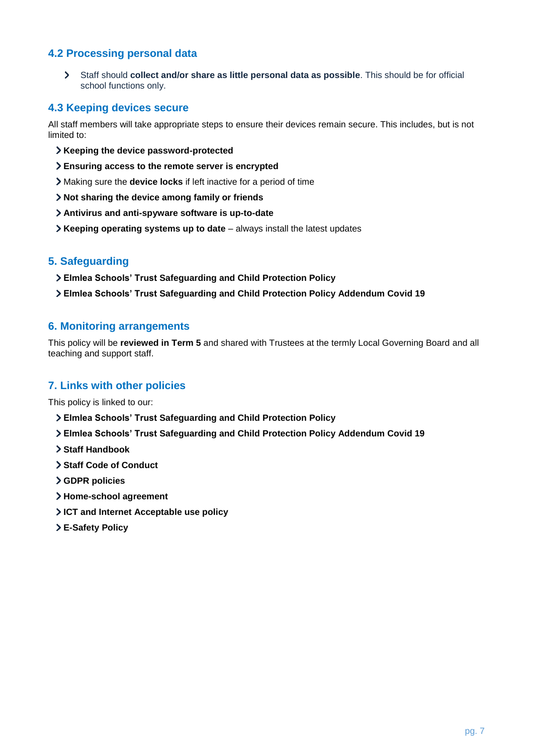### 4.2 Processing personal data

- Staff should **collect and/or share as little personal data as possible**. This should be for official school functions only.

### 4.3 Keeping devices secure

All staff members will take appropriate steps to ensure their devices remain secure. This includes, but is not limited to:

- **Keeping the device password-protected**
- **Ensuring access to the remote server is encrypted**
- Making sure the **device locks** if left inactive for a period of time
- **Not sharing the device among family or friends**
- **Antivirus and anti-spyware software is up-to-date**
- **Keeping operating systems up to date** – always install the latest updates

## 5. Safeguarding

- **Elmlea Schools' Trust Safeguarding and Child Protection Policy**
- **Elmlea Schools' Trust Safeguarding and Child Protection Policy Addendum Covid 19**

## 6. Monitoring arrangements

This policy will be **reviewed in Term 5** and shared with Trustees at the termly Local Governing Board and all teaching and support staff.

## 7. Links with other policies

This policy is linked to our:

- **Elmlea Schools' Trust Safeguarding and Child Protection Policy**
- **Elmlea Schools' Trust Safeguarding and Child Protection Policy Addendum Covid 19**
- **Staff Handbook**
- **Staff Code of Conduct**
- **GDPR policies**
- **Home-school agreement**
- **ICT and Internet Acceptable use policy**
- **E-Safety Policy**